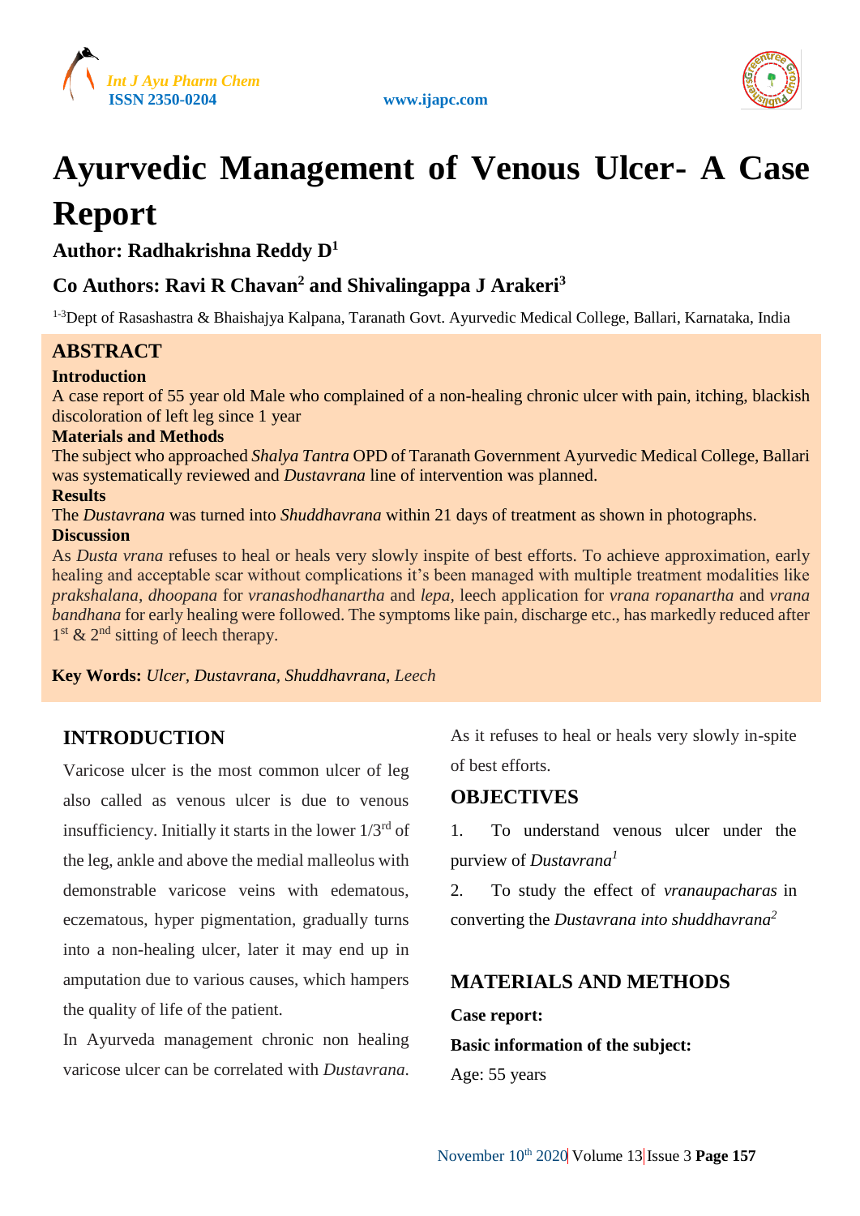# Ayurvedic Management of Venous Ulcer- A Case Report

**Author: Radhakrishna Reddy D[1]**

**Co Authors: Ravi R Chavan[2] and Shivalingappa J Arakeri[3]**

[1-3]Dept of Rasashastra & Bhaishajya Kalpana, Taranath Govt. Ayurvedic Medical College, Ballari, Karnataka, India

## ABSTRACT

**Introduction**

A case report of 55 year old Male who complained of a non-healing chronic ulcer with pain, itching, blackish discoloration of left leg since 1 year

**Materials and Methods**

The subject who approached *Shalya Tantra* OPD of Taranath Government Ayurvedic Medical College, Ballari was systematically reviewed and *Dustavrana* line of intervention was planned.

**Results**

The *Dustavrana* was turned into *Shuddhavrana* within 21 days of treatment as shown in photographs.

**Discussion**

As *Dusta vrana* refuses to heal or heals very slowly inspite of best efforts. To achieve approximation, early healing and acceptable scar without complications it's been managed with multiple treatment modalities like *prakshalana*, *dhoopana* for *vranashodhanartha* and *lepa*, leech application for *vrana ropanartha* and *vrana bandhana* for early healing were followed. The symptoms like pain, discharge etc., has markedly reduced after 1st & 2nd sitting of leech therapy.

**Key Words:** *Ulcer, Dustavrana, Shuddhavrana, Leech*

## INTRODUCTION

Varicose ulcer is the most common ulcer of leg also called as venous ulcer is due to venous insufficiency. Initially it starts in the lower 1/3rd of the leg, ankle and above the medial malleolus with demonstrable varicose veins with edematous, eczematous, hyper pigmentation, gradually turns into a non-healing ulcer, later it may end up in amputation due to various causes, which hampers the quality of life of the patient.

In Ayurveda management chronic non healing varicose ulcer can be correlated with *Dustavrana*. As it refuses to heal or heals very slowly in-spite of best efforts.

## OBJECTIVES

1. To understand venous ulcer under the purview of *Dustavrana*[1]
2. To study the effect of *vranaupacharas* in converting the *Dustavrana into shuddhavrana*[2]

## MATERIALS AND METHODS

**Case report:**

**Basic information of the subject:**

Age: 55 years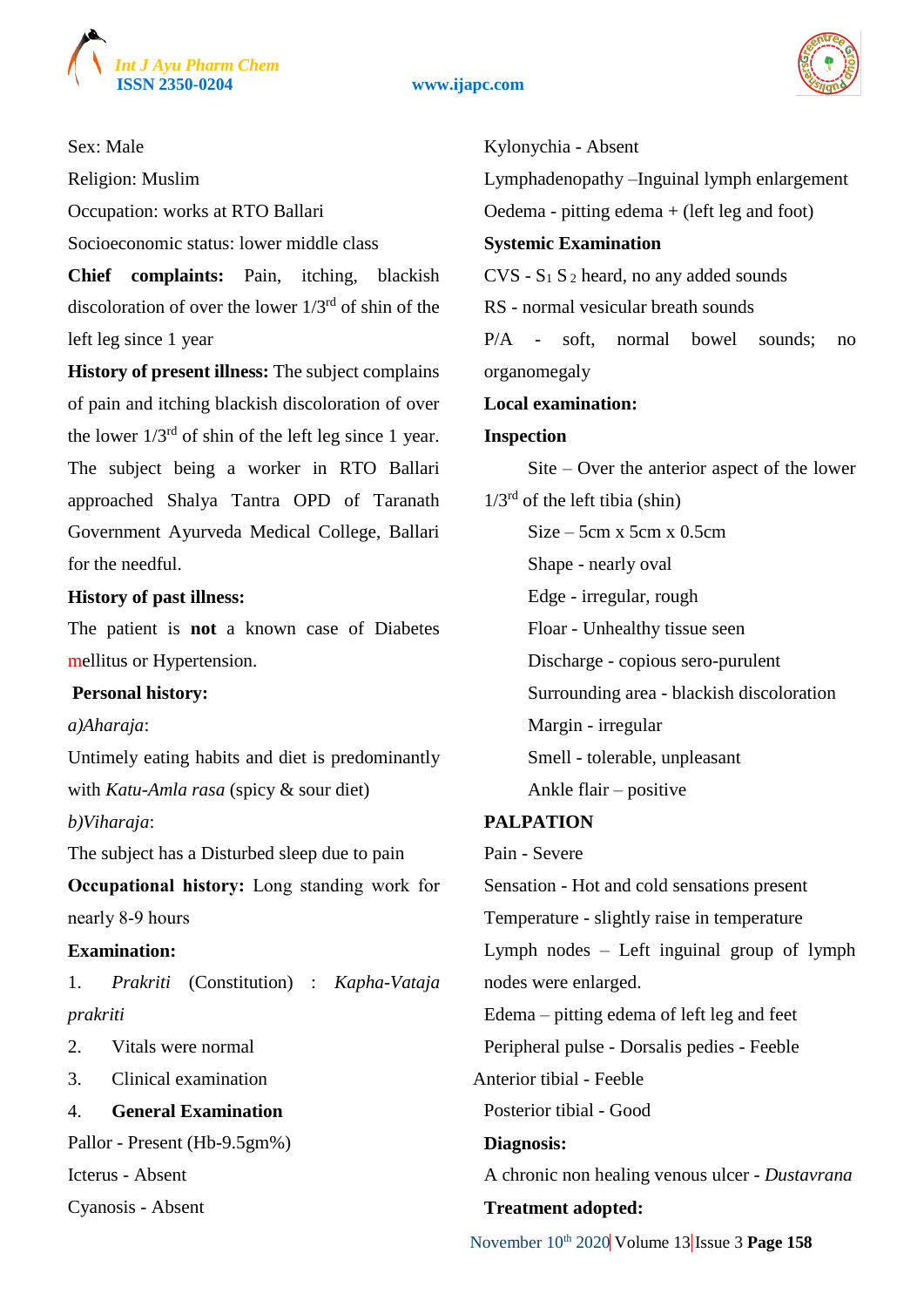Sex: Male

Religion: Muslim

Occupation: works at RTO Ballari

Socioeconomic status: lower middle class

**Chief complaints:** Pain, itching, blackish discoloration of over the lower 1/3rd of shin of the left leg since 1 year

**History of present illness:** The subject complains of pain and itching blackish discoloration of over the lower 1/3rd of shin of the left leg since 1 year. The subject being a worker in RTO Ballari approached Shalya Tantra OPD of Taranath Government Ayurveda Medical College, Ballari for the needful.

**History of past illness:**

The patient is **not** a known case of Diabetes mellitus or Hypertension.

**Personal history:**

*a)Aharaja*:

Untimely eating habits and diet is predominantly with *Katu-Amla rasa* (spicy & sour diet)

*b)Viharaja*:

The subject has a Disturbed sleep due to pain

**Occupational history:** Long standing work for nearly 8-9 hours

**Examination:**

1. *Prakriti* (Constitution) : *Kapha-Vataja prakriti*
2. Vitals were normal
3. Clinical examination
4. **General Examination**

Pallor - Present (Hb-9.5gm%)

Icterus - Absent

Cyanosis - Absent

Kylonychia - Absent

Lymphadenopathy –Inguinal lymph enlargement

Oedema - pitting edema + (left leg and foot)

**Systemic Examination**

CVS - $S_1$ $S_2$ heard, no any added sounds

RS - normal vesicular breath sounds

P/A - soft, normal bowel sounds; no organomegaly

**Local examination:**

**Inspection**

Site – Over the anterior aspect of the lower 1/3rd of the left tibia (shin)

Size – 5cm x 5cm x 0.5cm

Shape - nearly oval

Edge - irregular, rough

Floor - Unhealthy tissue seen

Discharge - copious sero-purulent

Surrounding area - blackish discoloration

Margin - irregular

Smell - tolerable, unpleasant

Ankle flair – positive

**PALPATION**

Pain - Severe

Sensation - Hot and cold sensations present

Temperature - slightly raise in temperature

Lymph nodes – Left inguinal group of lymph nodes were enlarged.

Edema – pitting edema of left leg and feet

Peripheral pulse - Dorsalis pedies - Feeble

Anterior tibial - Feeble

Posterior tibial - Good

**Diagnosis:**

A chronic non healing venous ulcer - *Dustavrana*

**Treatment adopted:**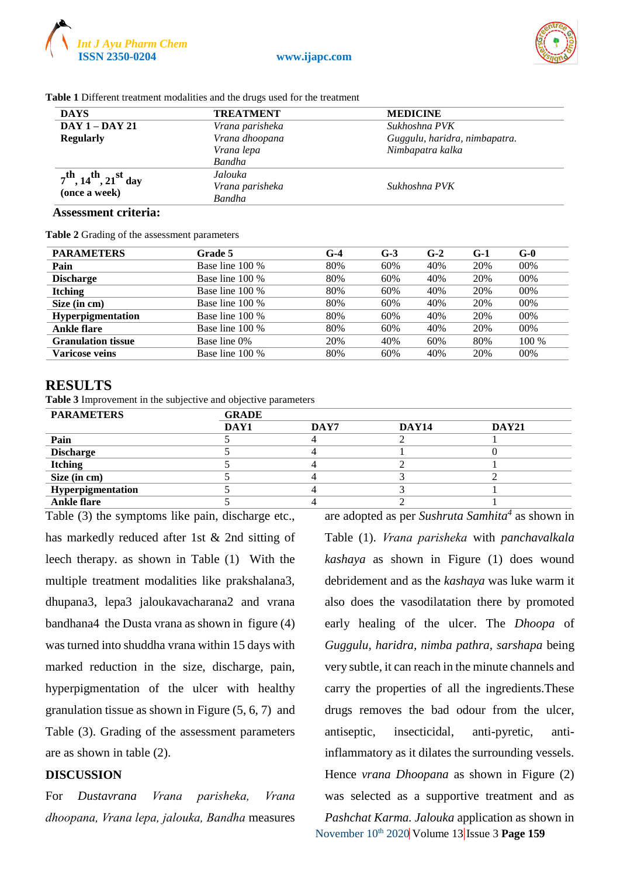**Table 1** Different treatment modalities and the drugs used for the treatment

| DAYS | TREATMENT | MEDICINE |
|---|---|---|
| **DAY 1 – DAY 21 Regularly** | *Vrana parisheka*<br>*Vrana dhoopana*<br>*Vrana lepa*<br>*Bandha* | *Sukhoshna PVK*<br>*Guggulu, haridra, nimbapatra.*<br>*Nimbapatra kalka* |
| **7th, 14th, 21st day (once a week)** | *Jalouka*<br>*Vrana parisheka*<br>*Bandha* | *Sukhoshna PVK* |

**Assessment criteria:**

**Table 2** Grading of the assessment parameters

| PARAMETERS | Grade 5 | G-4 | G-3 | G-2 | G-1 | G-0 |
|---|---|---|---|---|---|---|
| **Pain** | Base line 100 % | 80% | 60% | 40% | 20% | 00% |
| **Discharge** | Base line 100 % | 80% | 60% | 40% | 20% | 00% |
| **Itching** | Base line 100 % | 80% | 60% | 40% | 20% | 00% |
| **Size (in cm)** | Base line 100 % | 80% | 60% | 40% | 20% | 00% |
| **Hyperpigmentation** | Base line 100 % | 80% | 60% | 40% | 20% | 00% |
| **Ankle flare** | Base line 100 % | 80% | 60% | 40% | 20% | 00% |
| **Granulation tissue** | Base line 0% | 20% | 40% | 60% | 80% | 100 % |
| **Varicose veins** | Base line 100 % | 80% | 60% | 40% | 20% | 00% |

## RESULTS

**Table 3** Improvement in the subjective and objective parameters

| PARAMETERS | GRADE | | | |
|---|---|---|---|---|
| | **DAY1** | **DAY7** | **DAY14** | **DAY21** |
| **Pain** | 5 | 4 | 2 | 1 |
| **Discharge** | 5 | 4 | 1 | 0 |
| **Itching** | 5 | 4 | 2 | 1 |
| **Size (in cm)** | 5 | 4 | 3 | 2 |
| **Hyperpigmentation** | 5 | 4 | 3 | 1 |
| **Ankle flare** | 5 | 4 | 2 | 1 |

Table (3) the symptoms like pain, discharge etc., has markedly reduced after 1st & 2nd sitting of leech therapy. as shown in Table (1) With the multiple treatment modalities like prakshalana3, dhupana3, lepa3 jaloukavacharana2 and vrana bandhana4 the Dusta vrana as shown in figure (4) was turned into shuddha vrana within 15 days with marked reduction in the size, discharge, pain, hyperpigmentation of the ulcer with healthy granulation tissue as shown in Figure (5, 6, 7) and Table (3). Grading of the assessment parameters are as shown in table (2).

## DISCUSSION

For *Dustavrana Vrana parisheka, Vrana dhoopana, Vrana lepa, jalouka, Bandha* measures are adopted as per *Sushruta Samhita*[4] as shown in Table (1). *Vrana parisheka* with *panchavalkala kashaya* as shown in Figure (1) does wound debridement and as the *kashaya* was luke warm it also does the vasodilatation there by promoted early healing of the ulcer. The *Dhoopa* of *Guggulu, haridra, nimba pathra, sarshapa* being very subtle, it can reach in the minute channels and carry the properties of all the ingredients.These drugs removes the bad odour from the ulcer, antiseptic, insecticidal, anti-pyretic, anti-inflammatory as it dilates the surrounding vessels. Hence *vrana Dhoopana* as shown in Figure (2) was selected as a supportive treatment and as *Pashchat Karma*. *Jalouka* application as shown in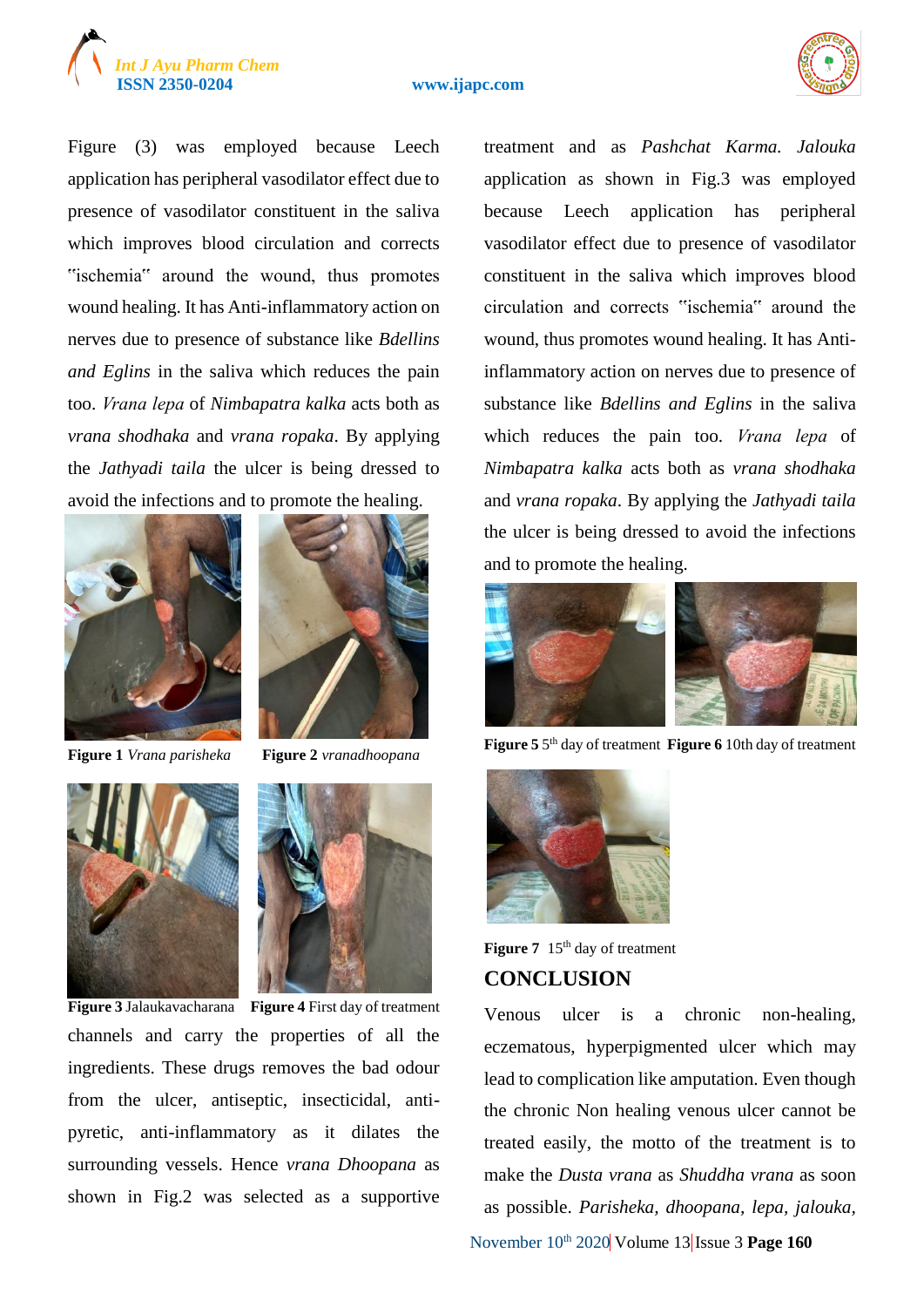Figure (3) was employed because Leech application has peripheral vasodilator effect due to presence of vasodilator constituent in the saliva which improves blood circulation and corrects "ischemia" around the wound, thus promotes wound healing. It has Anti-inflammatory action on nerves due to presence of substance like *Bdellins and Eglins* in the saliva which reduces the pain too. *Vrana lepa* of *Nimbapatra kalka* acts both as *vrana shodhaka* and *vrana ropaka*. By applying the *Jathyadi taila* the ulcer is being dressed to avoid the infections and to promote the healing.

**Figure 1** *Vrana parisheka*

**Figure 2** *vranadhoopana*

**Figure 3** Jalaukavacharana

**Figure 4** First day of treatment

channels and carry the properties of all the ingredients. These drugs removes the bad odour from the ulcer, antiseptic, insecticidal, anti-pyretic, anti-inflammatory as it dilates the surrounding vessels. Hence *vrana Dhoopana* as shown in Fig.2 was selected as a supportive treatment and as *Pashchat Karma. Jalouka* application as shown in Fig.3 was employed because Leech application has peripheral vasodilator effect due to presence of vasodilator constituent in the saliva which improves blood circulation and corrects "ischemia" around the wound, thus promotes wound healing. It has Anti-inflammatory action on nerves due to presence of substance like *Bdellins and Eglins* in the saliva which reduces the pain too. *Vrana lepa* of *Nimbapatra kalka* acts both as *vrana shodhaka* and *vrana ropaka*. By applying the *Jathyadi taila* the ulcer is being dressed to avoid the infections and to promote the healing.

**Figure 5** 5th day of treatment

**Figure 6** 10th day of treatment

**Figure 7** 15th day of treatment

## CONCLUSION

Venous ulcer is a chronic non-healing, eczematous, hyperpigmented ulcer which may lead to complication like amputation. Even though the chronic Non healing venous ulcer cannot be treated easily, the motto of the treatment is to make the *Dusta vrana* as *Shuddha vrana* as soon as possible. *Parisheka, dhoopana, lepa, jalouka,*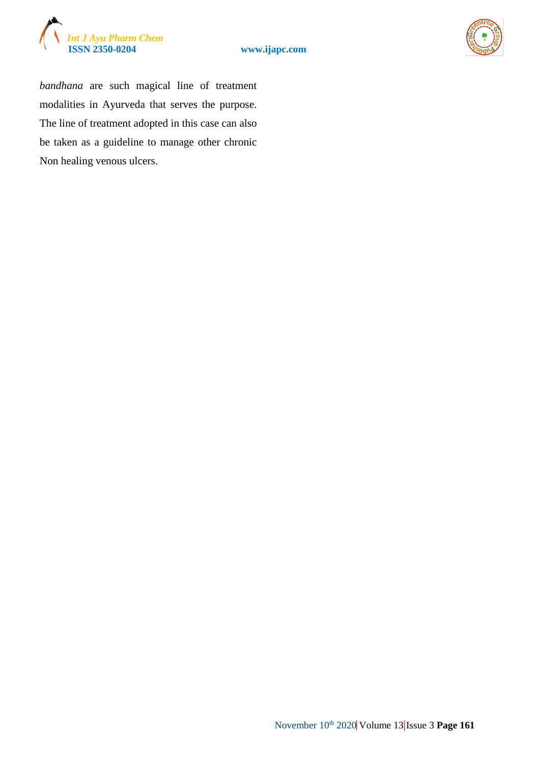*bandhana* are such magical line of treatment modalities in Ayurveda that serves the purpose. The line of treatment adopted in this case can also be taken as a guideline to manage other chronic Non healing venous ulcers.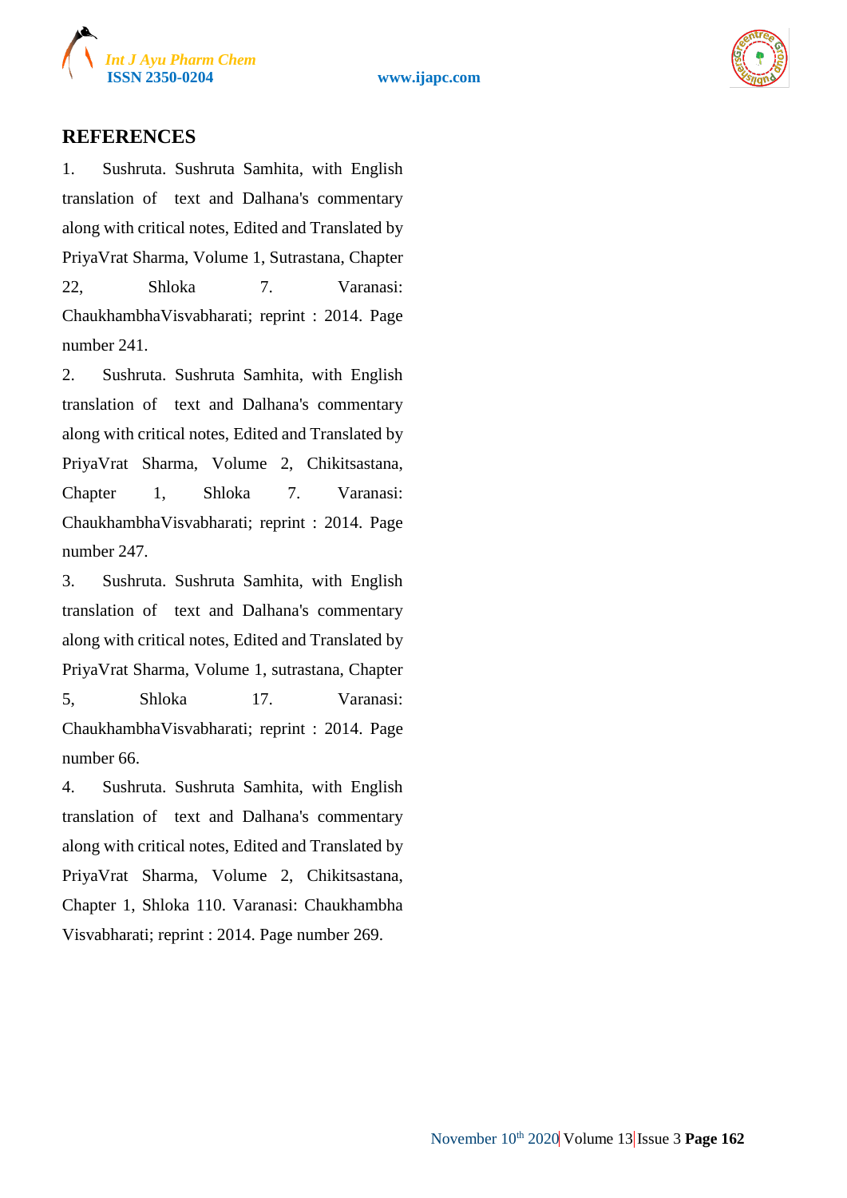## REFERENCES

1. Sushruta. Sushruta Samhita, with English translation of text and Dalhana's commentary along with critical notes, Edited and Translated by PriyaVrat Sharma, Volume 1, Sutrastana, Chapter 22, Shloka 7. Varanasi: ChaukhambhaVisvabharati; reprint : 2014. Page number 241.
2. Sushruta. Sushruta Samhita, with English translation of text and Dalhana's commentary along with critical notes, Edited and Translated by PriyaVrat Sharma, Volume 2, Chikitsastana, Chapter 1, Shloka 7. Varanasi: ChaukhambhaVisvabharati; reprint : 2014. Page number 247.
3. Sushruta. Sushruta Samhita, with English translation of text and Dalhana's commentary along with critical notes, Edited and Translated by PriyaVrat Sharma, Volume 1, sutrastana, Chapter 5, Shloka 17. Varanasi: ChaukhambhaVisvabharati; reprint : 2014. Page number 66.
4. Sushruta. Sushruta Samhita, with English translation of text and Dalhana's commentary along with critical notes, Edited and Translated by PriyaVrat Sharma, Volume 2, Chikitsastana, Chapter 1, Shloka 110. Varanasi: Chaukhambha Visvabharati; reprint : 2014. Page number 269.